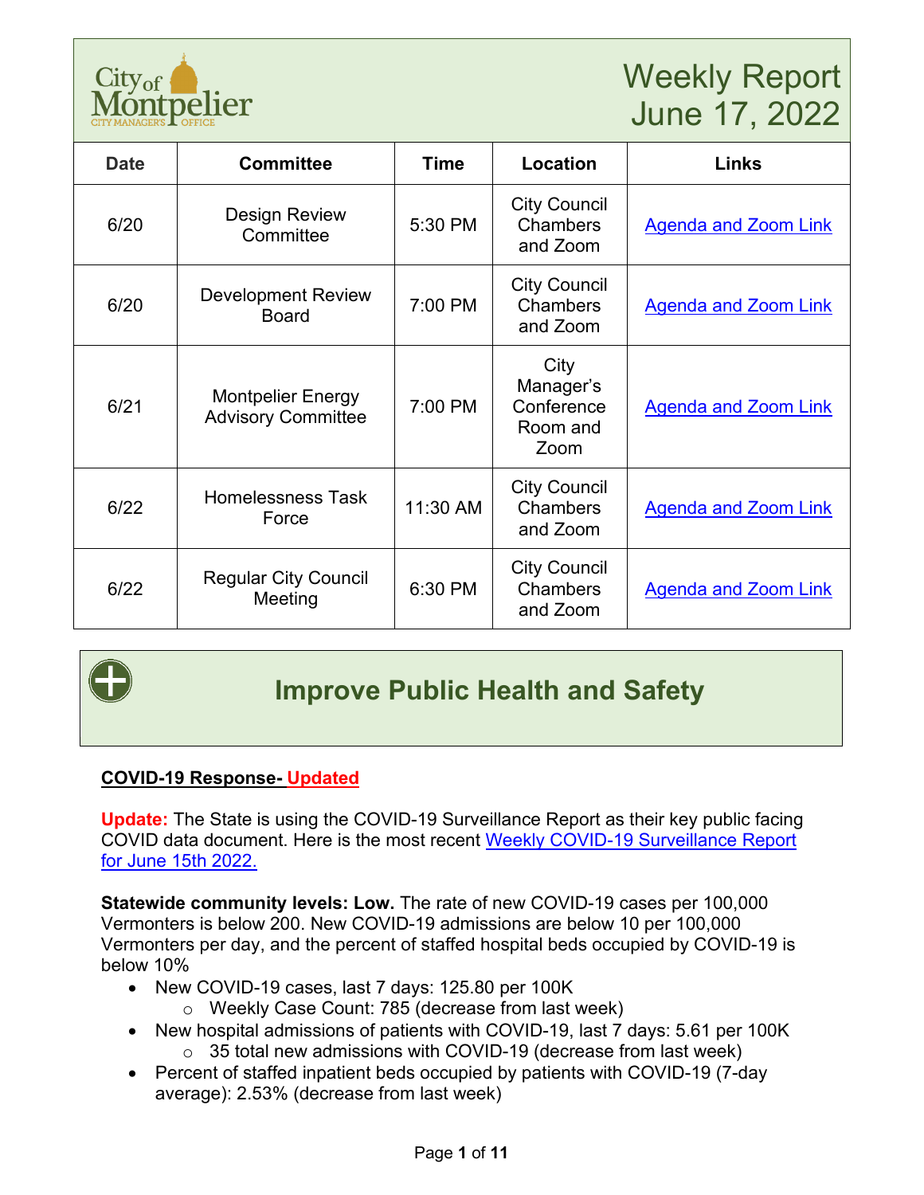# Weekly Report
## June 17, 2022

| Date | Committee | Time | Location | Links |
|---|---|---|---|---|
| 6/20 | Design Review Committee | 5:30 PM | City Council Chambers and Zoom | Agenda and Zoom Link |
| 6/20 | Development Review Board | 7:00 PM | City Council Chambers and Zoom | Agenda and Zoom Link |
| 6/21 | Montpelier Energy Advisory Committee | 7:00 PM | City Manager's Conference Room and Zoom | Agenda and Zoom Link |
| 6/22 | Homelessness Task Force | 11:30 AM | City Council Chambers and Zoom | Agenda and Zoom Link |
| 6/22 | Regular City Council Meeting | 6:30 PM | City Council Chambers and Zoom | Agenda and Zoom Link |

## Improve Public Health and Safety

**COVID-19 Response- Updated**

**Update:** The State is using the COVID-19 Surveillance Report as their key public facing COVID data document. Here is the most recent Weekly COVID-19 Surveillance Report for June 15th 2022.

**Statewide community levels: Low.** The rate of new COVID-19 cases per 100,000 Vermonters is below 200. New COVID-19 admissions are below 10 per 100,000 Vermonters per day, and the percent of staffed hospital beds occupied by COVID-19 is below 10%

- New COVID-19 cases, last 7 days: 125.80 per 100K
    - Weekly Case Count: 785 (decrease from last week)
- New hospital admissions of patients with COVID-19, last 7 days: 5.61 per 100K
    - 35 total new admissions with COVID-19 (decrease from last week)
- Percent of staffed inpatient beds occupied by patients with COVID-19 (7-day average): 2.53% (decrease from last week)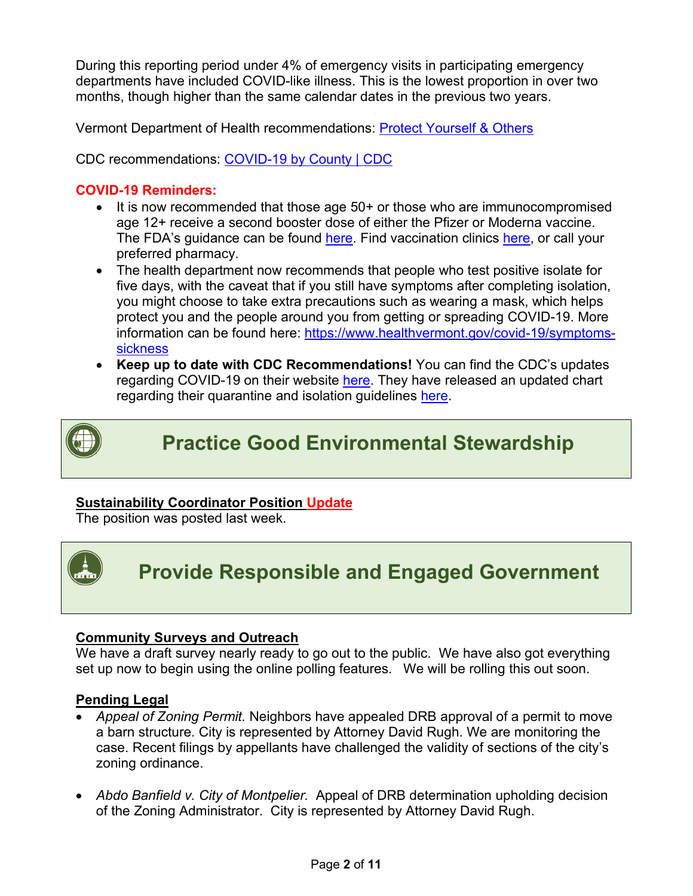During this reporting period under 4% of emergency visits in participating emergency departments have included COVID-like illness. This is the lowest proportion in over two months, though higher than the same calendar dates in the previous two years.

Vermont Department of Health recommendations: Protect Yourself & Others

CDC recommendations: COVID-19 by County | CDC

**COVID-19 Reminders:**

- It is now recommended that those age 50+ or those who are immunocompromised age 12+ receive a second booster dose of either the Pfizer or Moderna vaccine. The FDA's guidance can be found here. Find vaccination clinics here, or call your preferred pharmacy.
- The health department now recommends that people who test positive isolate for five days, with the caveat that if you still have symptoms after completing isolation, you might choose to take extra precautions such as wearing a mask, which helps protect you and the people around you from getting or spreading COVID-19. More information can be found here: https://www.healthvermont.gov/covid-19/symptoms-sickness
- **Keep up to date with CDC Recommendations!** You can find the CDC's updates regarding COVID-19 on their website here. They have released an updated chart regarding their quarantine and isolation guidelines here.

## Practice Good Environmental Stewardship

**Sustainability Coordinator Position Update**

The position was posted last week.

## Provide Responsible and Engaged Government

**Community Surveys and Outreach**

We have a draft survey nearly ready to go out to the public. We have also got everything set up now to begin using the online polling features. We will be rolling this out soon.

**Pending Legal**

- *Appeal of Zoning Permit.* Neighbors have appealed DRB approval of a permit to move a barn structure. City is represented by Attorney David Rugh. We are monitoring the case. Recent filings by appellants have challenged the validity of sections of the city's zoning ordinance.
- *Abdo Banfield v. City of Montpelier.* Appeal of DRB determination upholding decision of the Zoning Administrator. City is represented by Attorney David Rugh.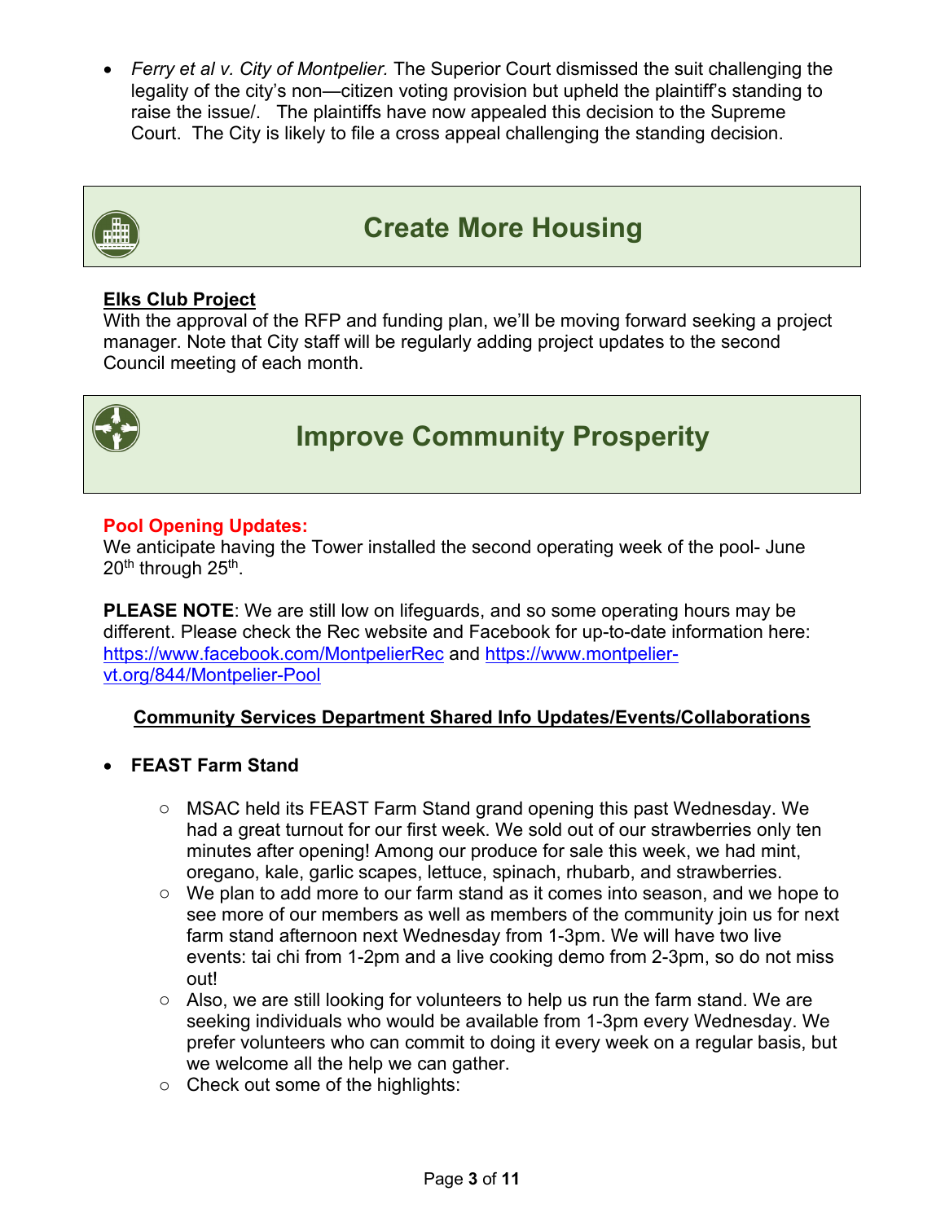- *Ferry et al v. City of Montpelier.* The Superior Court dismissed the suit challenging the legality of the city's non—citizen voting provision but upheld the plaintiff's standing to raise the issue/. The plaintiffs have now appealed this decision to the Supreme Court. The City is likely to file a cross appeal challenging the standing decision.

## Create More Housing

**Elks Club Project**

With the approval of the RFP and funding plan, we'll be moving forward seeking a project manager. Note that City staff will be regularly adding project updates to the second Council meeting of each month.

## Improve Community Prosperity

**Pool Opening Updates:**

We anticipate having the Tower installed the second operating week of the pool- June 20th through 25th.

**PLEASE NOTE**: We are still low on lifeguards, and so some operating hours may be different. Please check the Rec website and Facebook for up-to-date information here: https://www.facebook.com/MontpelierRec and https://www.montpelier-vt.org/844/Montpelier-Pool

**Community Services Department Shared Info Updates/Events/Collaborations**

- **FEAST Farm Stand**
  - MSAC held its FEAST Farm Stand grand opening this past Wednesday. We had a great turnout for our first week. We sold out of our strawberries only ten minutes after opening! Among our produce for sale this week, we had mint, oregano, kale, garlic scapes, lettuce, spinach, rhubarb, and strawberries.
  - We plan to add more to our farm stand as it comes into season, and we hope to see more of our members as well as members of the community join us for next farm stand afternoon next Wednesday from 1-3pm. We will have two live events: tai chi from 1-2pm and a live cooking demo from 2-3pm, so do not miss out!
  - Also, we are still looking for volunteers to help us run the farm stand. We are seeking individuals who would be available from 1-3pm every Wednesday. We prefer volunteers who can commit to doing it every week on a regular basis, but we welcome all the help we can gather.
  - Check out some of the highlights: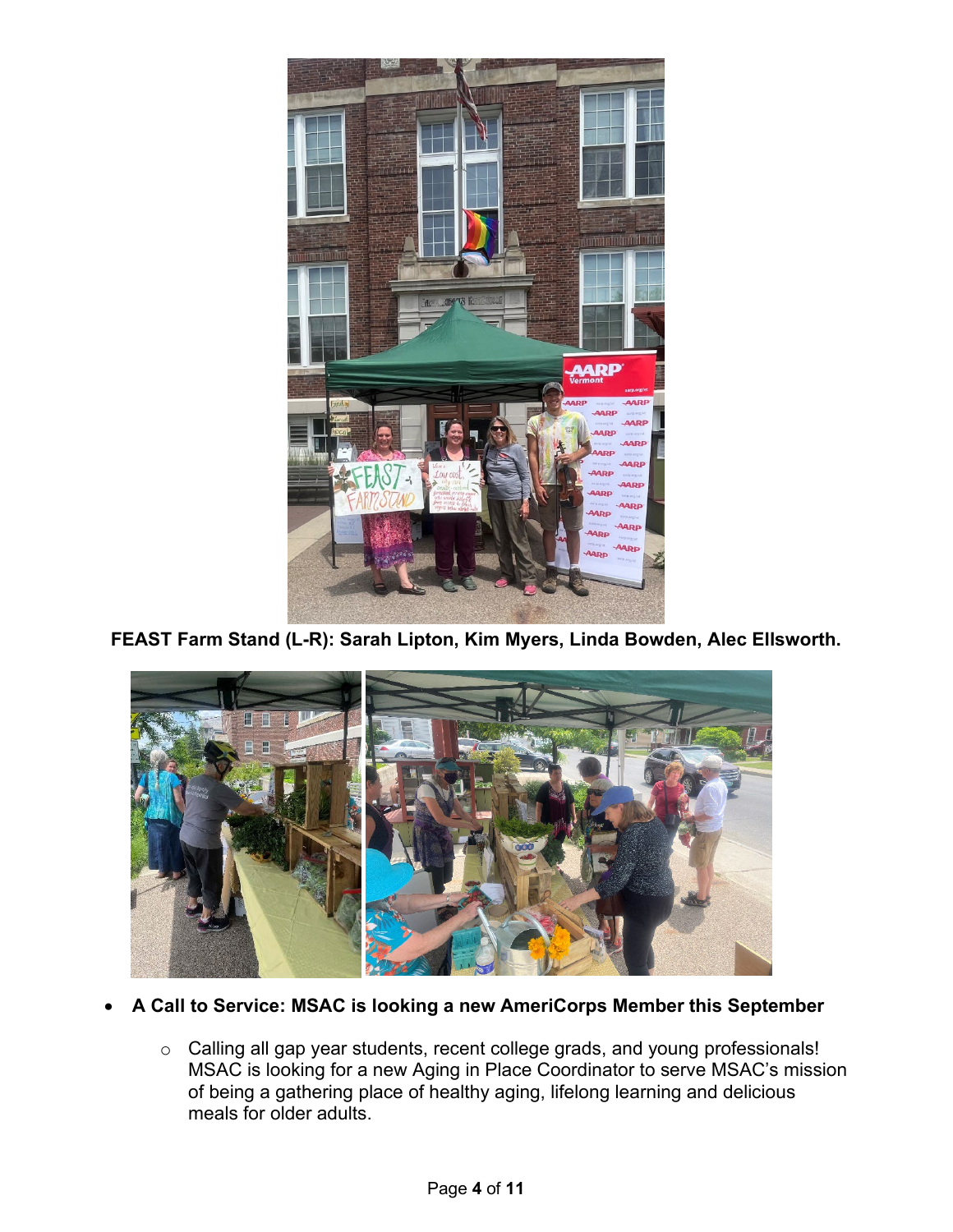**FEAST Farm Stand (L-R): Sarah Lipton, Kim Myers, Linda Bowden, Alec Ellsworth.**

- **A Call to Service: MSAC is looking a new AmeriCorps Member this September**
  - Calling all gap year students, recent college grads, and young professionals! MSAC is looking for a new Aging in Place Coordinator to serve MSAC's mission of being a gathering place of healthy aging, lifelong learning and delicious meals for older adults.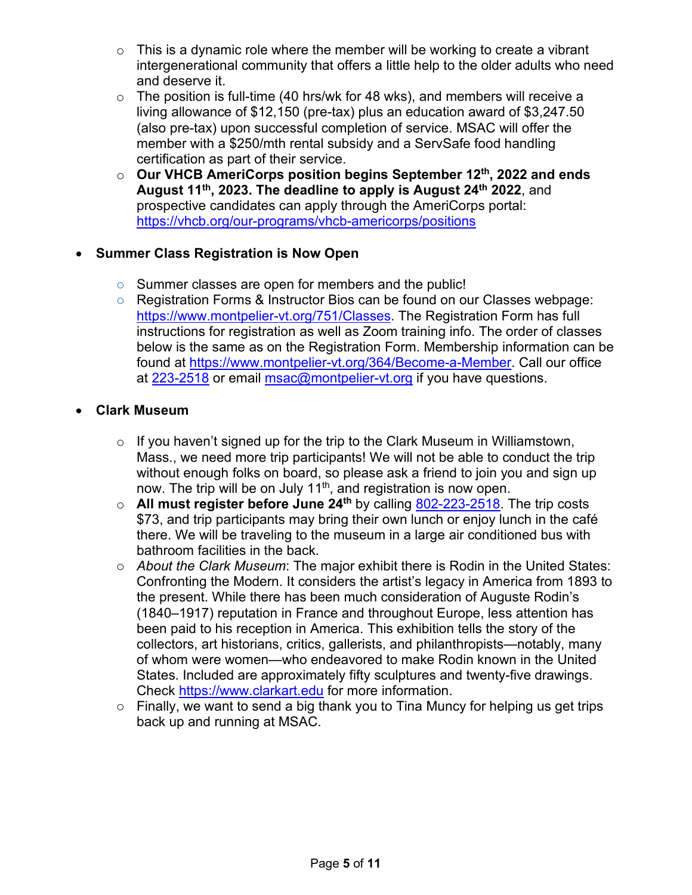- This is a dynamic role where the member will be working to create a vibrant intergenerational community that offers a little help to the older adults who need and deserve it.
  - The position is full-time (40 hrs/wk for 48 wks), and members will receive a living allowance of $12,150 (pre-tax) plus an education award of $3,247.50 (also pre-tax) upon successful completion of service. MSAC will offer the member with a $250/mth rental subsidy and a ServSafe food handling certification as part of their service.
  - **Our VHCB AmeriCorps position begins September 12th, 2022 and ends August 11th, 2023. The deadline to apply is August 24th 2022**, and prospective candidates can apply through the AmeriCorps portal: https://vhcb.org/our-programs/vhcb-americorps/positions

- **Summer Class Registration is Now Open**

  - Summer classes are open for members and the public!
  - Registration Forms & Instructor Bios can be found on our Classes webpage: https://www.montpelier-vt.org/751/Classes. The Registration Form has full instructions for registration as well as Zoom training info. The order of classes below is the same as on the Registration Form. Membership information can be found at https://www.montpelier-vt.org/364/Become-a-Member. Call our office at 223-2518 or email msac@montpelier-vt.org if you have questions.

- **Clark Museum**

  - If you haven't signed up for the trip to the Clark Museum in Williamstown, Mass., we need more trip participants! We will not be able to conduct the trip without enough folks on board, so please ask a friend to join you and sign up now. The trip will be on July 11th, and registration is now open.
  - **All must register before June 24th** by calling 802-223-2518. The trip costs $73, and trip participants may bring their own lunch or enjoy lunch in the café there. We will be traveling to the museum in a large air conditioned bus with bathroom facilities in the back.
  - *About the Clark Museum*: The major exhibit there is Rodin in the United States: Confronting the Modern. It considers the artist's legacy in America from 1893 to the present. While there has been much consideration of Auguste Rodin's (1840–1917) reputation in France and throughout Europe, less attention has been paid to his reception in America. This exhibition tells the story of the collectors, art historians, critics, gallerists, and philanthropists—notably, many of whom were women—who endeavored to make Rodin known in the United States. Included are approximately fifty sculptures and twenty-five drawings. Check https://www.clarkart.edu for more information.
  - Finally, we want to send a big thank you to Tina Muncy for helping us get trips back up and running at MSAC.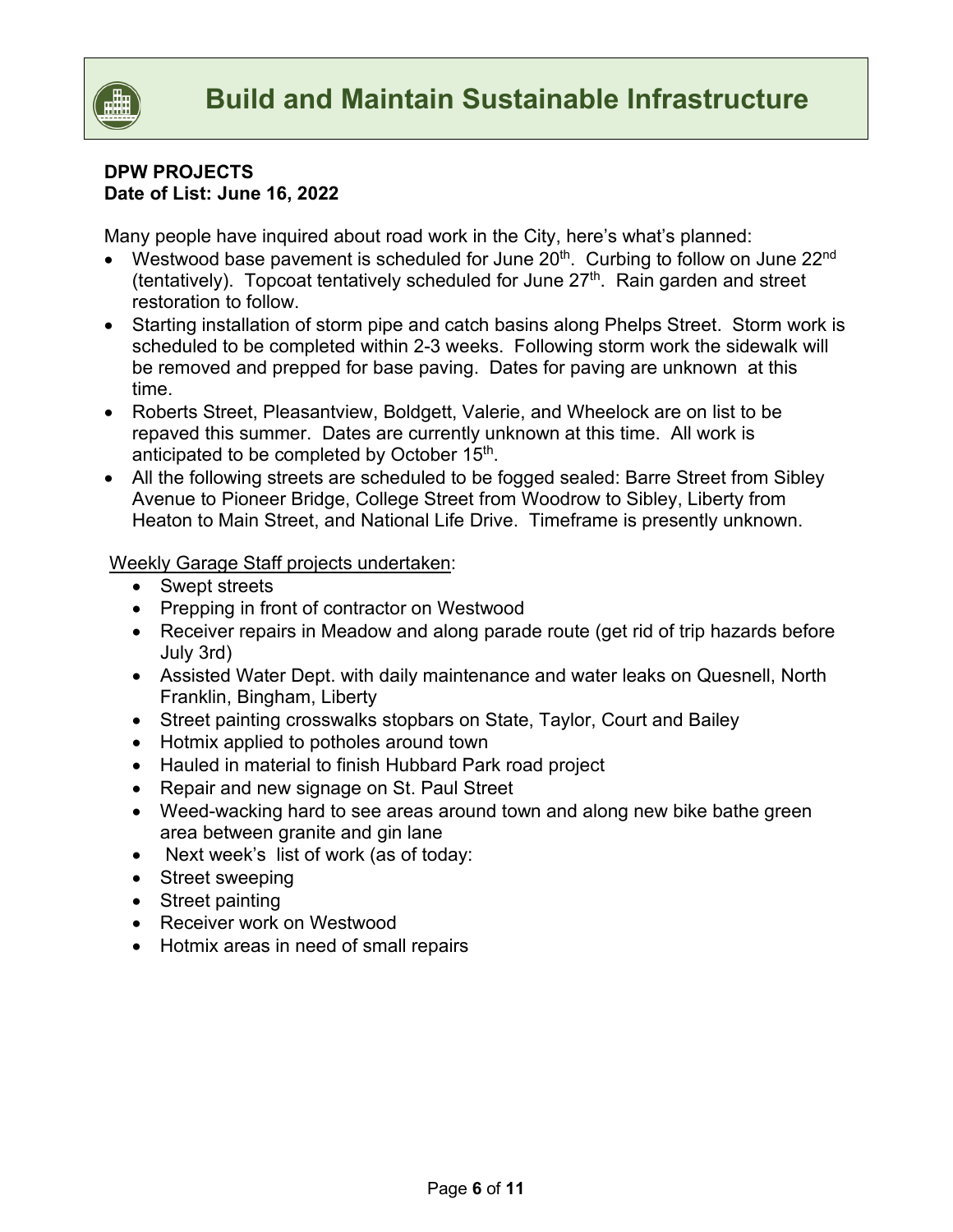# Build and Maintain Sustainable Infrastructure

**DPW PROJECTS**
**Date of List: June 16, 2022**

Many people have inquired about road work in the City, here's what's planned:

- Westwood base pavement is scheduled for June 20th. Curbing to follow on June 22nd (tentatively). Topcoat tentatively scheduled for June 27th. Rain garden and street restoration to follow.
- Starting installation of storm pipe and catch basins along Phelps Street. Storm work is scheduled to be completed within 2-3 weeks. Following storm work the sidewalk will be removed and prepped for base paving. Dates for paving are unknown at this time.
- Roberts Street, Pleasantview, Boldgett, Valerie, and Wheelock are on list to be repaved this summer. Dates are currently unknown at this time. All work is anticipated to be completed by October 15th.
- All the following streets are scheduled to be fogged sealed: Barre Street from Sibley Avenue to Pioneer Bridge, College Street from Woodrow to Sibley, Liberty from Heaton to Main Street, and National Life Drive. Timeframe is presently unknown.

<u>Weekly Garage Staff projects undertaken</u>:

- Swept streets
- Prepping in front of contractor on Westwood
- Receiver repairs in Meadow and along parade route (get rid of trip hazards before July 3rd)
- Assisted Water Dept. with daily maintenance and water leaks on Quesnell, North Franklin, Bingham, Liberty
- Street painting crosswalks stopbars on State, Taylor, Court and Bailey
- Hotmix applied to potholes around town
- Hauled in material to finish Hubbard Park road project
- Repair and new signage on St. Paul Street
- Weed-wacking hard to see areas around town and along new bike bathe green area between granite and gin lane
- Next week's list of work (as of today:
- Street sweeping
- Street painting
- Receiver work on Westwood
- Hotmix areas in need of small repairs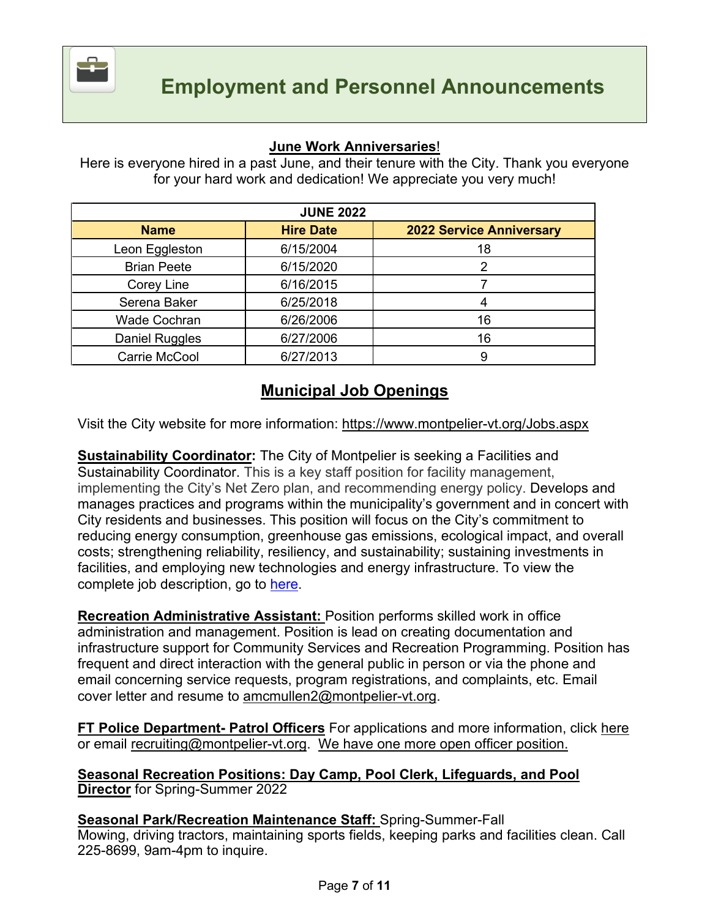# Employment and Personnel Announcements

**June Work Anniversaries!**

Here is everyone hired in a past June, and their tenure with the City. Thank you everyone for your hard work and dedication! We appreciate you very much!

| JUNE 2022 | | |
|---|---|---|
| **Name** | **Hire Date** | **2022 Service Anniversary** |
| Leon Eggleston | 6/15/2004 | 18 |
| Brian Peete | 6/15/2020 | 2 |
| Corey Line | 6/16/2015 | 7 |
| Serena Baker | 6/25/2018 | 4 |
| Wade Cochran | 6/26/2006 | 16 |
| Daniel Ruggles | 6/27/2006 | 16 |
| Carrie McCool | 6/27/2013 | 9 |

## Municipal Job Openings

Visit the City website for more information: https://www.montpelier-vt.org/Jobs.aspx

**Sustainability Coordinator:** The City of Montpelier is seeking a Facilities and Sustainability Coordinator. This is a key staff position for facility management, implementing the City's Net Zero plan, and recommending energy policy. Develops and manages practices and programs within the municipality's government and in concert with City residents and businesses. This position will focus on the City's commitment to reducing energy consumption, greenhouse gas emissions, ecological impact, and overall costs; strengthening reliability, resiliency, and sustainability; sustaining investments in facilities, and employing new technologies and energy infrastructure. To view the complete job description, go to here.

**Recreation Administrative Assistant:** Position performs skilled work in office administration and management. Position is lead on creating documentation and infrastructure support for Community Services and Recreation Programming. Position has frequent and direct interaction with the general public in person or via the phone and email concerning service requests, program registrations, and complaints, etc. Email cover letter and resume to amcmullen2@montpelier-vt.org.

**FT Police Department- Patrol Officers** For applications and more information, click here or email recruiting@montpelier-vt.org. We have one more open officer position.

**Seasonal Recreation Positions: Day Camp, Pool Clerk, Lifeguards, and Pool Director** for Spring-Summer 2022

**Seasonal Park/Recreation Maintenance Staff:** Spring-Summer-Fall
Mowing, driving tractors, maintaining sports fields, keeping parks and facilities clean. Call 225-8699, 9am-4pm to inquire.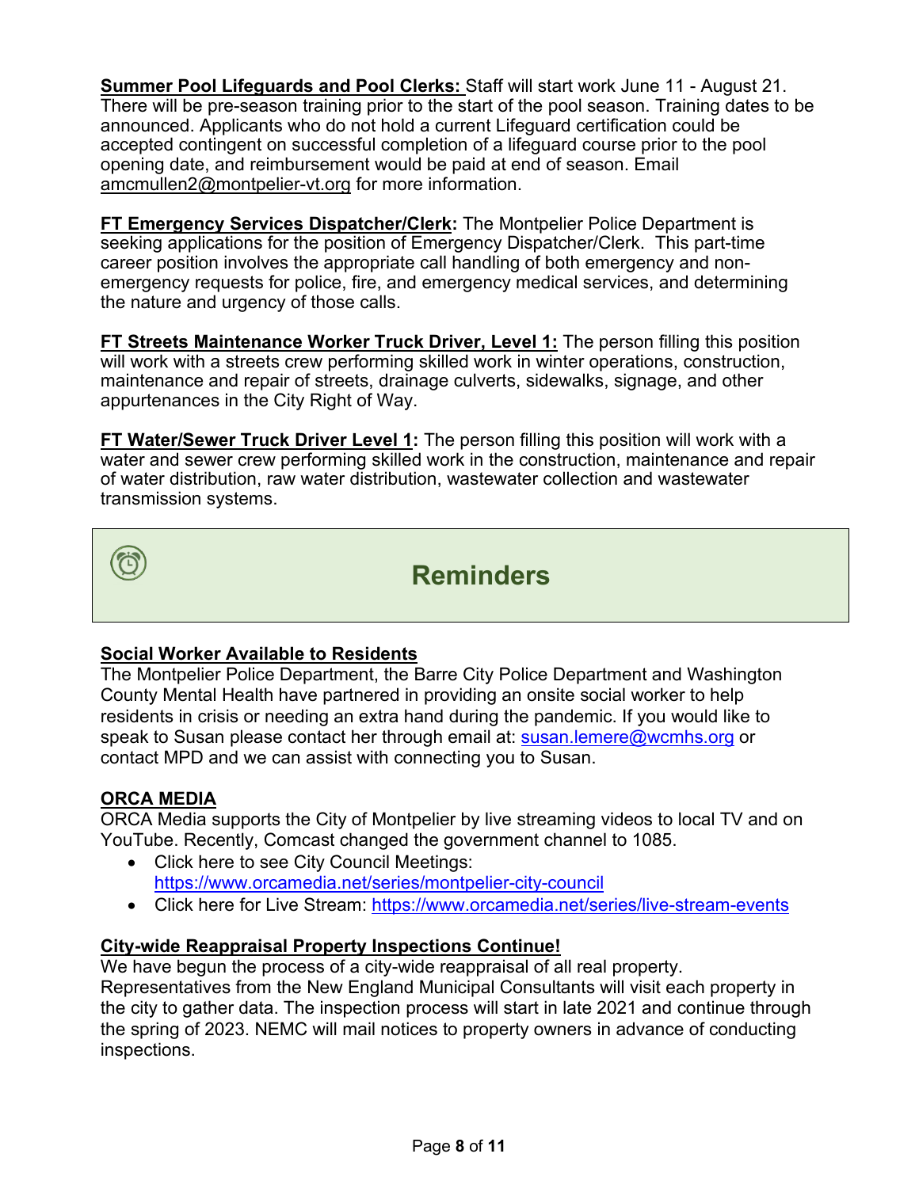**Summer Pool Lifeguards and Pool Clerks:** Staff will start work June 11 - August 21. There will be pre-season training prior to the start of the pool season. Training dates to be announced. Applicants who do not hold a current Lifeguard certification could be accepted contingent on successful completion of a lifeguard course prior to the pool opening date, and reimbursement would be paid at end of season. Email amcmullen2@montpelier-vt.org for more information.

**FT Emergency Services Dispatcher/Clerk:** The Montpelier Police Department is seeking applications for the position of Emergency Dispatcher/Clerk. This part-time career position involves the appropriate call handling of both emergency and non-emergency requests for police, fire, and emergency medical services, and determining the nature and urgency of those calls.

**FT Streets Maintenance Worker Truck Driver, Level 1:** The person filling this position will work with a streets crew performing skilled work in winter operations, construction, maintenance and repair of streets, drainage culverts, sidewalks, signage, and other appurtenances in the City Right of Way.

**FT Water/Sewer Truck Driver Level 1:** The person filling this position will work with a water and sewer crew performing skilled work in the construction, maintenance and repair of water distribution, raw water distribution, wastewater collection and wastewater transmission systems.

## Reminders

**Social Worker Available to Residents**

The Montpelier Police Department, the Barre City Police Department and Washington County Mental Health have partnered in providing an onsite social worker to help residents in crisis or needing an extra hand during the pandemic. If you would like to speak to Susan please contact her through email at: susan.lemere@wcmhs.org or contact MPD and we can assist with connecting you to Susan.

**ORCA MEDIA**

ORCA Media supports the City of Montpelier by live streaming videos to local TV and on YouTube. Recently, Comcast changed the government channel to 1085.

- Click here to see City Council Meetings: https://www.orcamedia.net/series/montpelier-city-council
- Click here for Live Stream: https://www.orcamedia.net/series/live-stream-events

**City-wide Reappraisal Property Inspections Continue!**

We have begun the process of a city-wide reappraisal of all real property. Representatives from the New England Municipal Consultants will visit each property in the city to gather data. The inspection process will start in late 2021 and continue through the spring of 2023. NEMC will mail notices to property owners in advance of conducting inspections.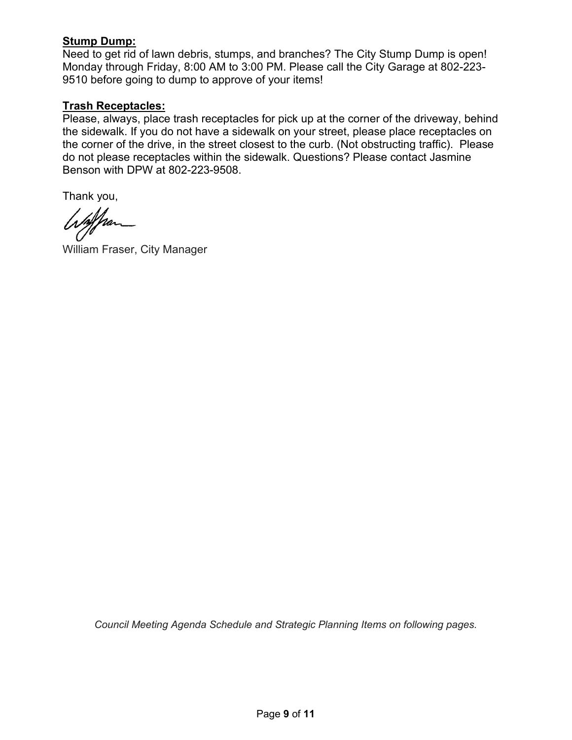**Stump Dump:**

Need to get rid of lawn debris, stumps, and branches? The City Stump Dump is open! Monday through Friday, 8:00 AM to 3:00 PM. Please call the City Garage at 802-223-9510 before going to dump to approve of your items!

**Trash Receptacles:**

Please, always, place trash receptacles for pick up at the corner of the driveway, behind the sidewalk. If you do not have a sidewalk on your street, please place receptacles on the corner of the drive, in the street closest to the curb. (Not obstructing traffic). Please do not please receptacles within the sidewalk. Questions? Please contact Jasmine Benson with DPW at 802-223-9508.

Thank you,

William Fraser, City Manager

*Council Meeting Agenda Schedule and Strategic Planning Items on following pages.*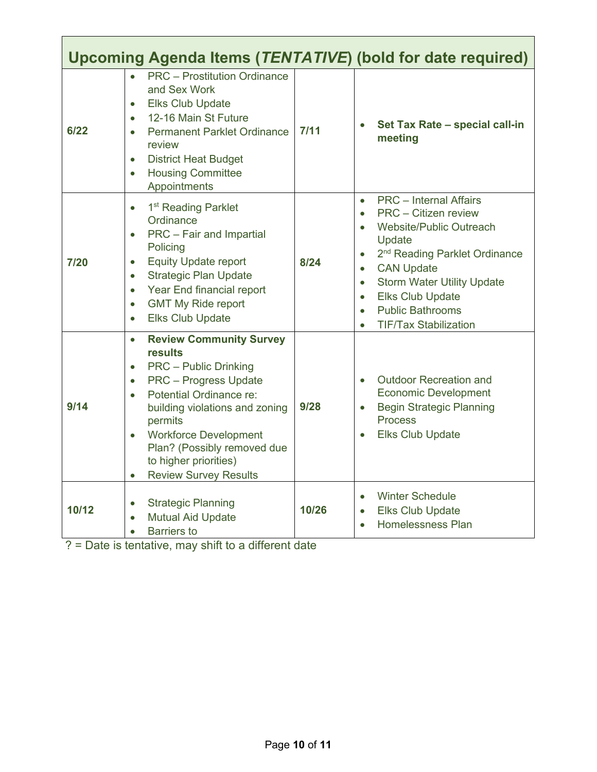| Upcoming Agenda Items (*TENTATIVE*) (bold for date required) | | | |
|---|---|---|---|
| **6/22** | • PRC – Prostitution Ordinance and Sex Work<br>• Elks Club Update<br>• 12-16 Main St Future<br>• Permanent Parklet Ordinance review<br>• District Heat Budget<br>• Housing Committee Appointments | **7/11** | • **Set Tax Rate – special call-in meeting** |
| **7/20** | • 1st Reading Parklet Ordinance<br>• PRC – Fair and Impartial Policing<br>• Equity Update report<br>• Strategic Plan Update<br>• Year End financial report<br>• GMT My Ride report<br>• Elks Club Update | **8/24** | • PRC – Internal Affairs<br>• PRC – Citizen review<br>• Website/Public Outreach Update<br>• 2nd Reading Parklet Ordinance<br>• CAN Update<br>• Storm Water Utility Update<br>• Elks Club Update<br>• Public Bathrooms<br>• TIF/Tax Stabilization |
| **9/14** | • **Review Community Survey results**<br>• PRC – Public Drinking<br>• PRC – Progress Update<br>• Potential Ordinance re: building violations and zoning permits<br>• Workforce Development Plan? (Possibly removed due to higher priorities)<br>• Review Survey Results | **9/28** | • Outdoor Recreation and Economic Development<br>• Begin Strategic Planning Process<br>• Elks Club Update |
| **10/12** | • Strategic Planning<br>• Mutual Aid Update<br>• Barriers to | **10/26** | • Winter Schedule<br>• Elks Club Update<br>• Homelessness Plan |

? = Date is tentative, may shift to a different date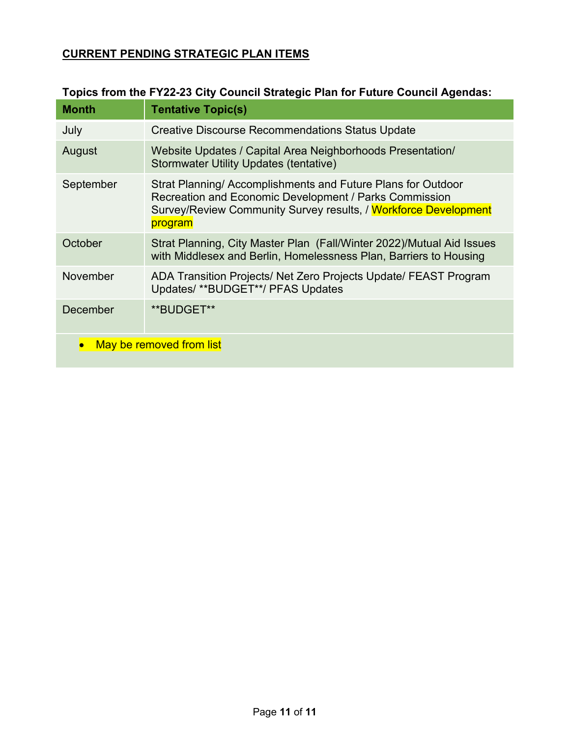**CURRENT PENDING STRATEGIC PLAN ITEMS**

**Topics from the FY22-23 City Council Strategic Plan for Future Council Agendas:**

| Month | Tentative Topic(s) |
|---|---|
| July | Creative Discourse Recommendations Status Update |
| August | Website Updates / Capital Area Neighborhoods Presentation/ Stormwater Utility Updates (tentative) |
| September | Strat Planning/ Accomplishments and Future Plans for Outdoor Recreation and Economic Development / Parks Commission Survey/Review Community Survey results, / Workforce Development program |
| October | Strat Planning, City Master Plan (Fall/Winter 2022)/Mutual Aid Issues with Middlesex and Berlin, Homelessness Plan, Barriers to Housing |
| November | ADA Transition Projects/ Net Zero Projects Update/ FEAST Program Updates/ **BUDGET**/ PFAS Updates |
| December | **BUDGET** |
| • May be removed from list | |